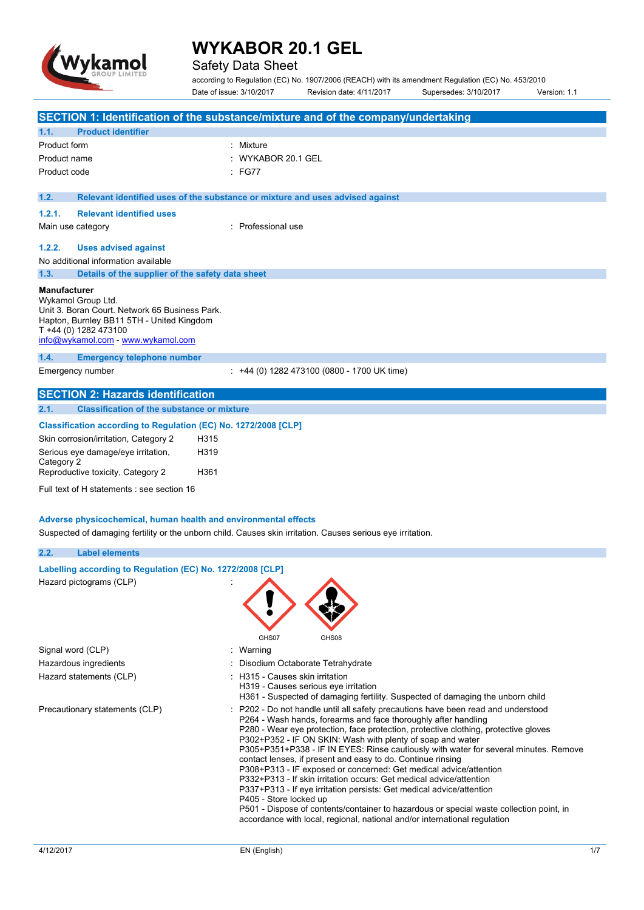# WYKABOR 20.1 GEL

Safety Data Sheet

according to Regulation (EC) No. 1907/2006 (REACH) with its amendment Regulation (EC) No. 453/2010

Date of issue: 3/10/2017 Revision date: 4/11/2017 Supersedes: 3/10/2017 Version: 1.1

## SECTION 1: Identification of the substance/mixture and of the company/undertaking

### 1.1. Product identifier

| | |
|---|---|
| Product form | : Mixture |
| Product name | : WYKABOR 20.1 GEL |
| Product code | : FG77 |

### 1.2. Relevant identified uses of the substance or mixture and uses advised against

#### 1.2.1. Relevant identified uses

Main use category : Professional use

#### 1.2.2. Uses advised against

No additional information available

### 1.3. Details of the supplier of the safety data sheet

**Manufacturer**
Wykamol Group Ltd.
Unit 3. Boran Court. Network 65 Business Park.
Hapton, Burnley BB11 5TH - United Kingdom
T +44 (0) 1282 473100
info@wykamol.com - www.wykamol.com

### 1.4. Emergency telephone number

Emergency number : +44 (0) 1282 473100 (0800 - 1700 UK time)

## SECTION 2: Hazards identification

### 2.1. Classification of the substance or mixture

**Classification according to Regulation (EC) No. 1272/2008 [CLP]**

| | |
|---|---|
| Skin corrosion/irritation, Category 2 | H315 |
| Serious eye damage/eye irritation, Category 2 | H319 |
| Reproductive toxicity, Category 2 | H361 |

Full text of H statements : see section 16

**Adverse physicochemical, human health and environmental effects**

Suspected of damaging fertility or the unborn child. Causes skin irritation. Causes serious eye irritation.

### 2.2. Label elements

**Labelling according to Regulation (EC) No. 1272/2008 [CLP]**

Hazard pictograms (CLP) : GHS07 GHS08

Signal word (CLP) : Warning

Hazardous ingredients : Disodium Octaborate Tetrahydrate

Hazard statements (CLP) :
H315 - Causes skin irritation
H319 - Causes serious eye irritation
H361 - Suspected of damaging fertility. Suspected of damaging the unborn child

Precautionary statements (CLP) :
P202 - Do not handle until all safety precautions have been read and understood
P264 - Wash hands, forearms and face thoroughly after handling
P280 - Wear eye protection, face protection, protective clothing, protective gloves
P302+P352 - IF ON SKIN: Wash with plenty of soap and water
P305+P351+P338 - IF IN EYES: Rinse cautiously with water for several minutes. Remove contact lenses, if present and easy to do. Continue rinsing
P308+P313 - IF exposed or concerned: Get medical advice/attention
P332+P313 - If skin irritation occurs: Get medical advice/attention
P337+P313 - If eye irritation persists: Get medical advice/attention
P405 - Store locked up
P501 - Dispose of contents/container to hazardous or special waste collection point, in accordance with local, regional, national and/or international regulation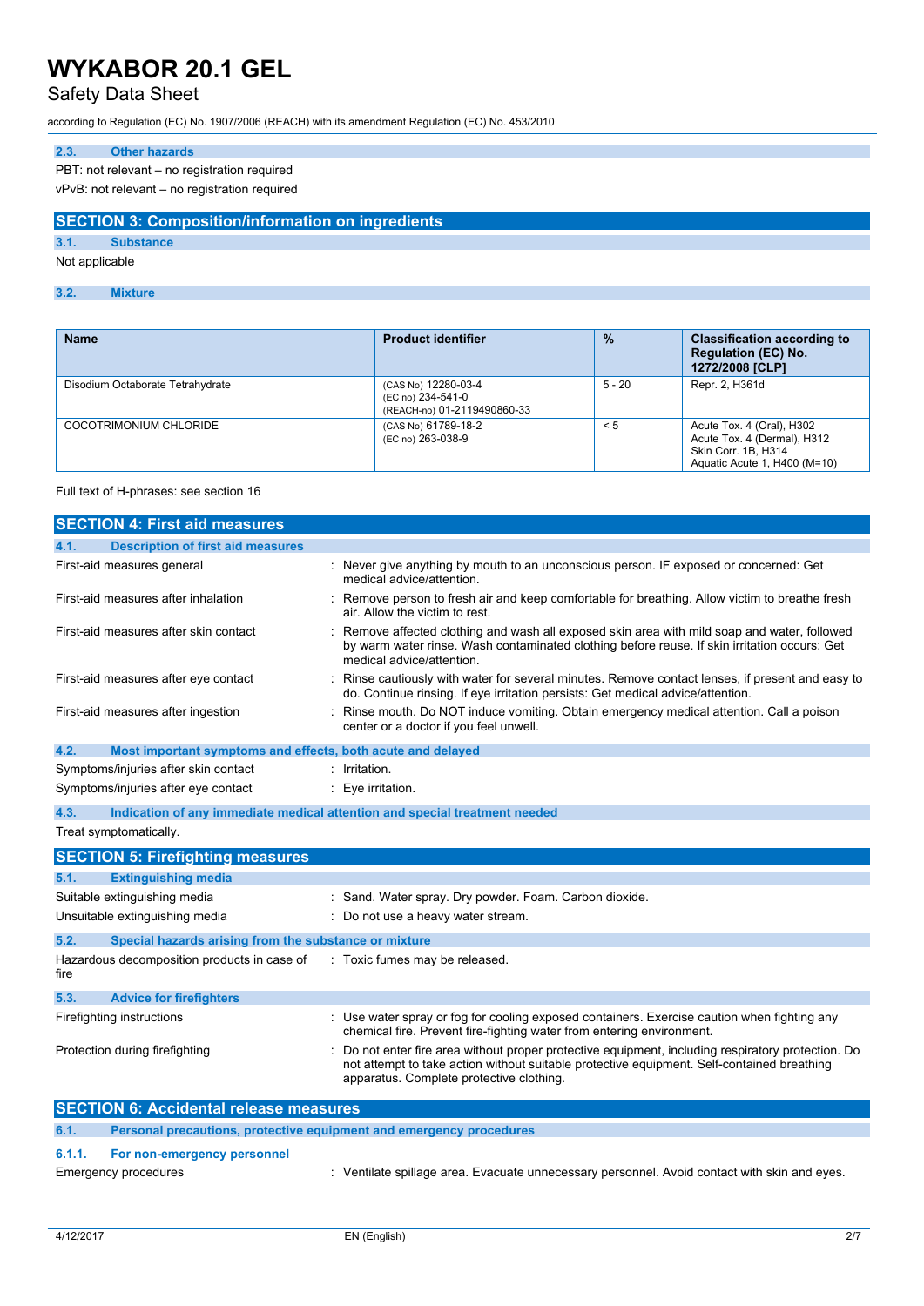### 2.3. Other hazards

PBT: not relevant – no registration required

vPvB: not relevant – no registration required

## SECTION 3: Composition/information on ingredients

### 3.1. Substance

Not applicable

### 3.2. Mixture

| Name | Product identifier | % | Classification according to Regulation (EC) No. 1272/2008 [CLP] |
|---|---|---|---|
| Disodium Octaborate Tetrahydrate | (CAS No) 12280-03-4<br>(EC no) 234-541-0<br>(REACH-no) 01-2119490860-33 | 5 - 20 | Repr. 2, H361d |
| COCOTRIMONIUM CHLORIDE | (CAS No) 61789-18-2<br>(EC no) 263-038-9 | < 5 | Acute Tox. 4 (Oral), H302<br>Acute Tox. 4 (Dermal), H312<br>Skin Corr. 1B, H314<br>Aquatic Acute 1, H400 (M=10) |

Full text of H-phrases: see section 16

## SECTION 4: First aid measures

### 4.1. Description of first aid measures

First-aid measures general : Never give anything by mouth to an unconscious person. IF exposed or concerned: Get medical advice/attention.

First-aid measures after inhalation : Remove person to fresh air and keep comfortable for breathing. Allow victim to breathe fresh air. Allow the victim to rest.

First-aid measures after skin contact : Remove affected clothing and wash all exposed skin area with mild soap and water, followed by warm water rinse. Wash contaminated clothing before reuse. If skin irritation occurs: Get medical advice/attention.

First-aid measures after eye contact : Rinse cautiously with water for several minutes. Remove contact lenses, if present and easy to do. Continue rinsing. If eye irritation persists: Get medical advice/attention.

First-aid measures after ingestion : Rinse mouth. Do NOT induce vomiting. Obtain emergency medical attention. Call a poison center or a doctor if you feel unwell.

### 4.2. Most important symptoms and effects, both acute and delayed

Symptoms/injuries after skin contact : Irritation.

Symptoms/injuries after eye contact : Eye irritation.

### 4.3. Indication of any immediate medical attention and special treatment needed

Treat symptomatically.

## SECTION 5: Firefighting measures

### 5.1. Extinguishing media

Suitable extinguishing media : Sand. Water spray. Dry powder. Foam. Carbon dioxide.

Unsuitable extinguishing media : Do not use a heavy water stream.

### 5.2. Special hazards arising from the substance or mixture

Hazardous decomposition products in case of fire : Toxic fumes may be released.

### 5.3. Advice for firefighters

Firefighting instructions : Use water spray or fog for cooling exposed containers. Exercise caution when fighting any chemical fire. Prevent fire-fighting water from entering environment.

Protection during firefighting : Do not enter fire area without proper protective equipment, including respiratory protection. Do not attempt to take action without suitable protective equipment. Self-contained breathing apparatus. Complete protective clothing.

## SECTION 6: Accidental release measures

### 6.1. Personal precautions, protective equipment and emergency procedures

#### 6.1.1. For non-emergency personnel

Emergency procedures : Ventilate spillage area. Evacuate unnecessary personnel. Avoid contact with skin and eyes.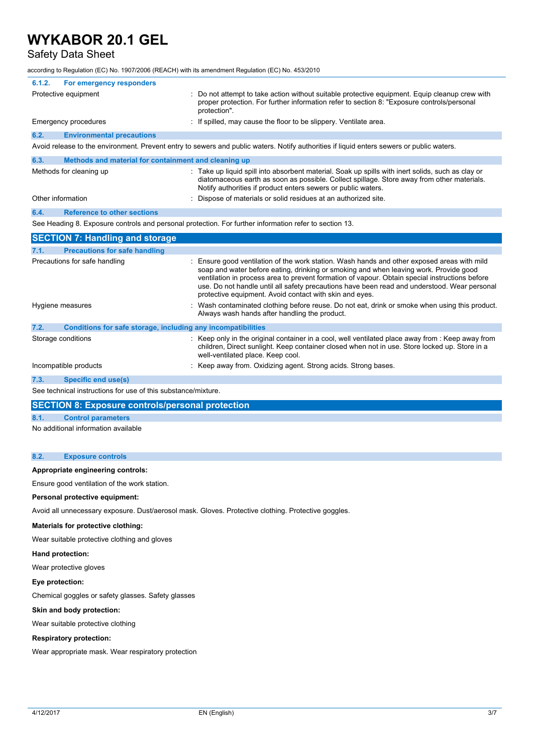#### 6.1.2. For emergency responders

| | |
|---|---|
| Protective equipment | : Do not attempt to take action without suitable protective equipment. Equip cleanup crew with proper protection. For further information refer to section 8: "Exposure controls/personal protection". |
| Emergency procedures | : If spilled, may cause the floor to be slippery. Ventilate area. |

### 6.2. Environmental precautions

Avoid release to the environment. Prevent entry to sewers and public waters. Notify authorities if liquid enters sewers or public waters.

### 6.3. Methods and material for containment and cleaning up

| | |
|---|---|
| Methods for cleaning up | : Take up liquid spill into absorbent material. Soak up spills with inert solids, such as clay or diatomaceous earth as soon as possible. Collect spillage. Store away from other materials. Notify authorities if product enters sewers or public waters. |
| Other information | : Dispose of materials or solid residues at an authorized site. |

### 6.4. Reference to other sections

See Heading 8. Exposure controls and personal protection. For further information refer to section 13.

## SECTION 7: Handling and storage

### 7.1. Precautions for safe handling

| | |
|---|---|
| Precautions for safe handling | : Ensure good ventilation of the work station. Wash hands and other exposed areas with mild soap and water before eating, drinking or smoking and when leaving work. Provide good ventilation in process area to prevent formation of vapour. Obtain special instructions before use. Do not handle until all safety precautions have been read and understood. Wear personal protective equipment. Avoid contact with skin and eyes. |
| Hygiene measures | : Wash contaminated clothing before reuse. Do not eat, drink or smoke when using this product. Always wash hands after handling the product. |

### 7.2. Conditions for safe storage, including any incompatibilities

| | |
|---|---|
| Storage conditions | : Keep only in the original container in a cool, well ventilated place away from : Keep away from children, Direct sunlight. Keep container closed when not in use. Store locked up. Store in a well-ventilated place. Keep cool. |
| Incompatible products | : Keep away from. Oxidizing agent. Strong acids. Strong bases. |

### 7.3. Specific end use(s)

See technical instructions for use of this substance/mixture.

## SECTION 8: Exposure controls/personal protection

### 8.1. Control parameters

No additional information available

### 8.2. Exposure controls

**Appropriate engineering controls:**

Ensure good ventilation of the work station.

**Personal protective equipment:**

Avoid all unnecessary exposure. Dust/aerosol mask. Gloves. Protective clothing. Protective goggles.

**Materials for protective clothing:**

Wear suitable protective clothing and gloves

**Hand protection:**

Wear protective gloves

**Eye protection:**

Chemical goggles or safety glasses. Safety glasses

**Skin and body protection:**

Wear suitable protective clothing

**Respiratory protection:**

Wear appropriate mask. Wear respiratory protection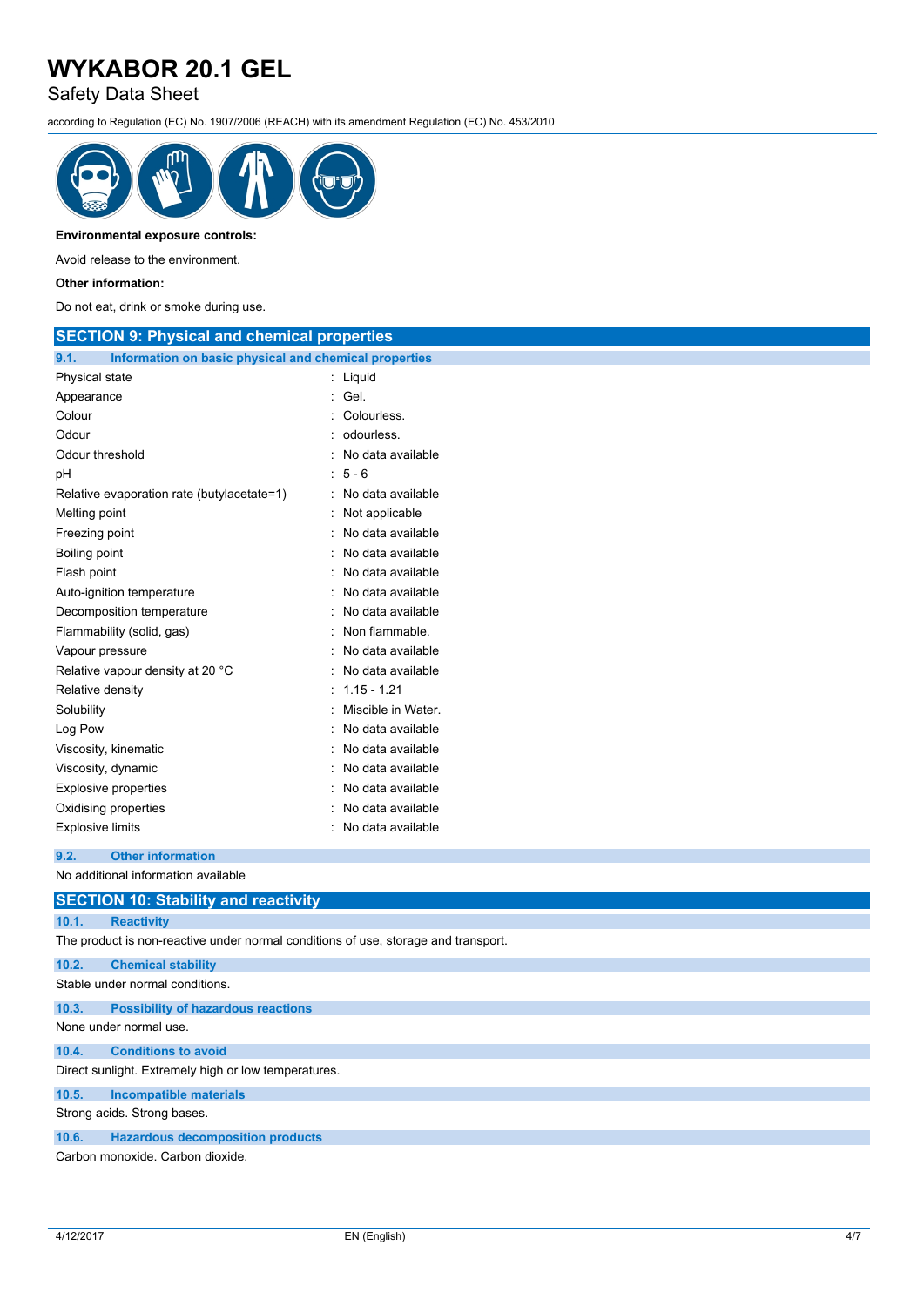**Environmental exposure controls:**

Avoid release to the environment.

**Other information:**

Do not eat, drink or smoke during use.

## SECTION 9: Physical and chemical properties

### 9.1. Information on basic physical and chemical properties

| Property | Value |
|---|---|
| Physical state | : Liquid |
| Appearance | : Gel. |
| Colour | : Colourless. |
| Odour | : odourless. |
| Odour threshold | : No data available |
| pH | : 5 - 6 |
| Relative evaporation rate (butylacetate=1) | : No data available |
| Melting point | : Not applicable |
| Freezing point | : No data available |
| Boiling point | : No data available |
| Flash point | : No data available |
| Auto-ignition temperature | : No data available |
| Decomposition temperature | : No data available |
| Flammability (solid, gas) | : Non flammable. |
| Vapour pressure | : No data available |
| Relative vapour density at 20 °C | : No data available |
| Relative density | : 1.15 - 1.21 |
| Solubility | : Miscible in Water. |
| Log Pow | : No data available |
| Viscosity, kinematic | : No data available |
| Viscosity, dynamic | : No data available |
| Explosive properties | : No data available |
| Oxidising properties | : No data available |
| Explosive limits | : No data available |

### 9.2. Other information

No additional information available

## SECTION 10: Stability and reactivity

### 10.1. Reactivity

The product is non-reactive under normal conditions of use, storage and transport.

### 10.2. Chemical stability

Stable under normal conditions.

### 10.3. Possibility of hazardous reactions

None under normal use.

### 10.4. Conditions to avoid

Direct sunlight. Extremely high or low temperatures.

### 10.5. Incompatible materials

Strong acids. Strong bases.

### 10.6. Hazardous decomposition products

Carbon monoxide. Carbon dioxide.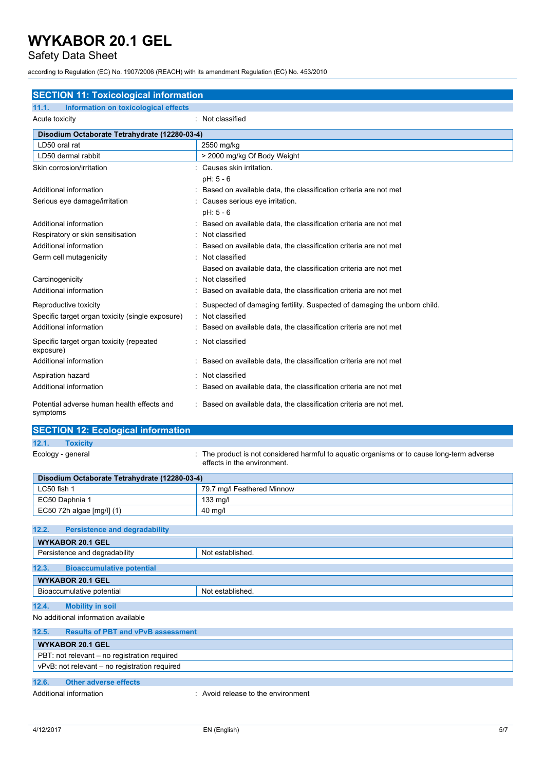## SECTION 11: Toxicological information

### 11.1. Information on toxicological effects

Acute toxicity : Not classified

| Disodium Octaborate Tetrahydrate (12280-03-4) | |
|---|---|
| LD50 oral rat | 2550 mg/kg |
| LD50 dermal rabbit | > 2000 mg/kg Of Body Weight |

| | |
|---|---|
| Skin corrosion/irritation | : Causes skin irritation.<br>pH: 5 - 6 |
| Additional information | : Based on available data, the classification criteria are not met |
| Serious eye damage/irritation | : Causes serious eye irritation.<br>pH: 5 - 6 |
| Additional information | : Based on available data, the classification criteria are not met |
| Respiratory or skin sensitisation | : Not classified |
| Additional information | : Based on available data, the classification criteria are not met |
| Germ cell mutagenicity | : Not classified<br>Based on available data, the classification criteria are not met |
| Carcinogenicity | : Not classified |
| Additional information | : Based on available data, the classification criteria are not met |
| Reproductive toxicity | : Suspected of damaging fertility. Suspected of damaging the unborn child. |
| Specific target organ toxicity (single exposure) | : Not classified |
| Additional information | : Based on available data, the classification criteria are not met |
| Specific target organ toxicity (repeated exposure) | : Not classified |
| Additional information | : Based on available data, the classification criteria are not met |
| Aspiration hazard | : Not classified |
| Additional information | : Based on available data, the classification criteria are not met |
| Potential adverse human health effects and symptoms | : Based on available data, the classification criteria are not met. |

## SECTION 12: Ecological information

### 12.1. Toxicity

Ecology - general : The product is not considered harmful to aquatic organisms or to cause long-term adverse effects in the environment.

| Disodium Octaborate Tetrahydrate (12280-03-4) | |
|---|---|
| LC50 fish 1 | 79.7 mg/l Feathered Minnow |
| EC50 Daphnia 1 | 133 mg/l |
| EC50 72h algae [mg/l] (1) | 40 mg/l |

### 12.2. Persistence and degradability

| WYKABOR 20.1 GEL | |
|---|---|
| Persistence and degradability | Not established. |

### 12.3. Bioaccumulative potential

| WYKABOR 20.1 GEL | |
|---|---|
| Bioaccumulative potential | Not established. |

### 12.4. Mobility in soil

No additional information available

### 12.5. Results of PBT and vPvB assessment

| WYKABOR 20.1 GEL |
|---|
| PBT: not relevant – no registration required |
| vPvB: not relevant – no registration required |

### 12.6. Other adverse effects

Additional information : Avoid release to the environment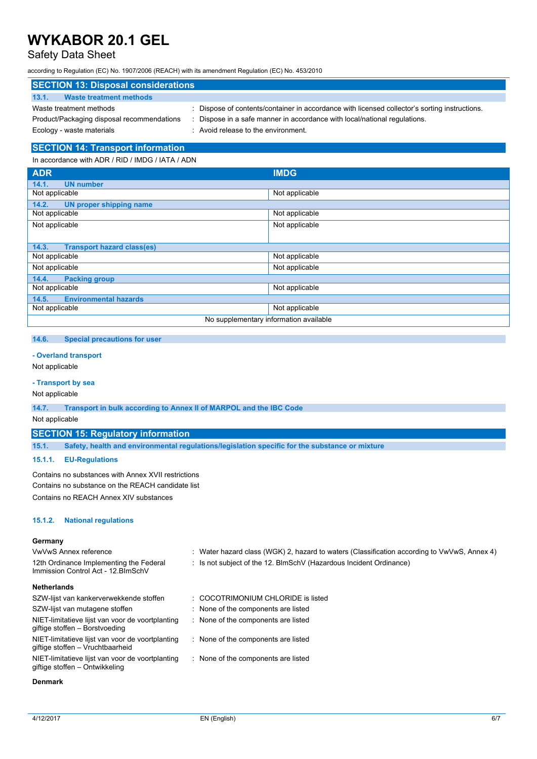## SECTION 13: Disposal considerations

### 13.1. Waste treatment methods

| | |
|---|---|
| Waste treatment methods | : Dispose of contents/container in accordance with licensed collector's sorting instructions. |
| Product/Packaging disposal recommendations | : Dispose in a safe manner in accordance with local/national regulations. |
| Ecology - waste materials | : Avoid release to the environment. |

## SECTION 14: Transport information

In accordance with ADR / RID / IMDG / IATA / ADN

| ADR | IMDG |
|---|---|
| **14.1. UN number** | |
| Not applicable | Not applicable |
| **14.2. UN proper shipping name** | |
| Not applicable | Not applicable |
| Not applicable | Not applicable |
| **14.3. Transport hazard class(es)** | |
| Not applicable | Not applicable |
| Not applicable | Not applicable |
| **14.4. Packing group** | |
| Not applicable | Not applicable |
| **14.5. Environmental hazards** | |
| Not applicable | Not applicable |
| No supplementary information available | |

### 14.6. Special precautions for user

**- Overland transport**

Not applicable

**- Transport by sea**

Not applicable

### 14.7. Transport in bulk according to Annex II of MARPOL and the IBC Code

Not applicable

## SECTION 15: Regulatory information

### 15.1. Safety, health and environmental regulations/legislation specific for the substance or mixture

#### 15.1.1. EU-Regulations

Contains no substances with Annex XVII restrictions

Contains no substance on the REACH candidate list

Contains no REACH Annex XIV substances

#### 15.1.2. National regulations

**Germany**

| | |
|---|---|
| VwVwS Annex reference | : Water hazard class (WGK) 2, hazard to waters (Classification according to VwVwS, Annex 4) |
| 12th Ordinance Implementing the Federal Immission Control Act - 12.BImSchV | : Is not subject of the 12. BlmSchV (Hazardous Incident Ordinance) |

**Netherlands**

| | |
|---|---|
| SZW-lijst van kankerverwekkende stoffen | : COCOTRIMONIUM CHLORIDE is listed |
| SZW-lijst van mutagene stoffen | : None of the components are listed |
| NIET-limitatieve lijst van voor de voortplanting giftige stoffen – Borstvoeding | : None of the components are listed |
| NIET-limitatieve lijst van voor de voortplanting giftige stoffen – Vruchtbaarheid | : None of the components are listed |
| NIET-limitatieve lijst van voor de voortplanting giftige stoffen – Ontwikkeling | : None of the components are listed |

**Denmark**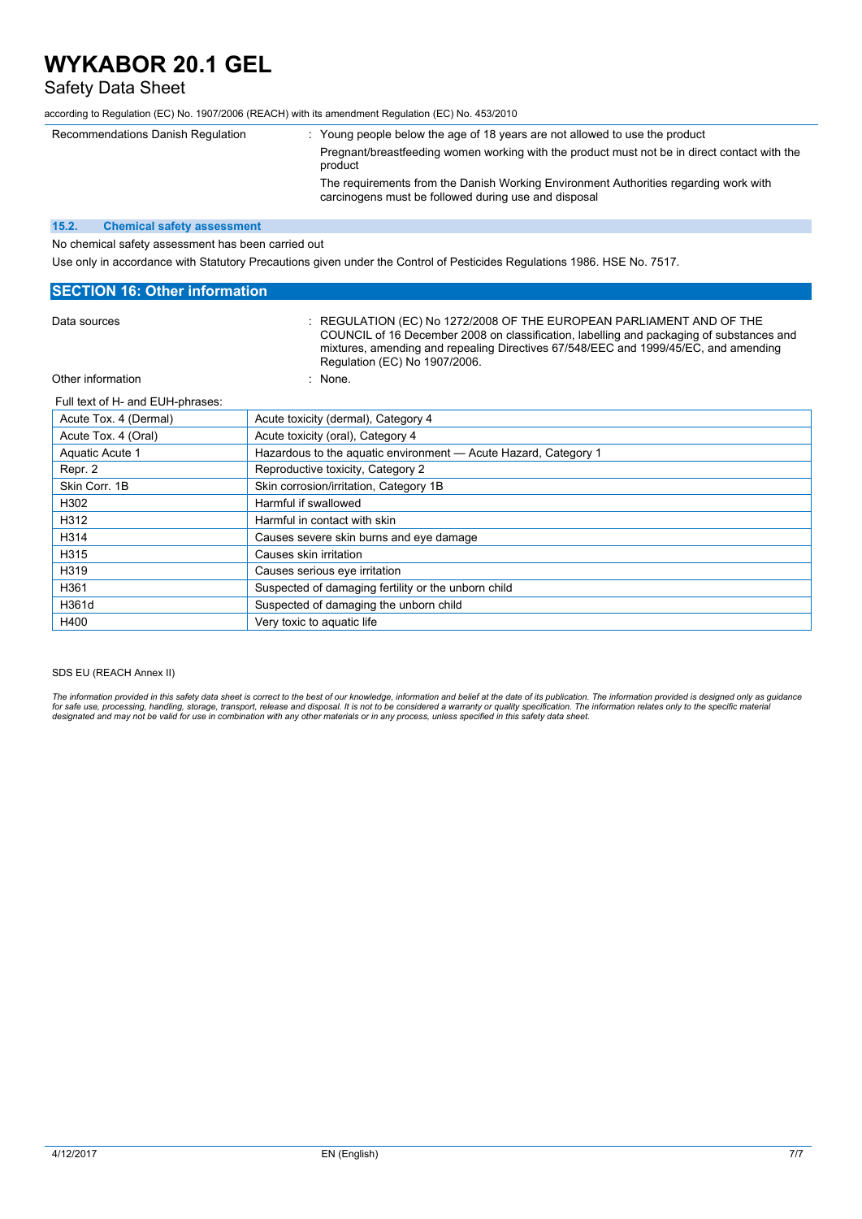| | |
|---|---|
| Recommendations Danish Regulation | : Young people below the age of 18 years are not allowed to use the product<br>Pregnant/breastfeeding women working with the product must not be in direct contact with the product<br>The requirements from the Danish Working Environment Authorities regarding work with carcinogens must be followed during use and disposal |

### 15.2. Chemical safety assessment

No chemical safety assessment has been carried out

Use only in accordance with Statutory Precautions given under the Control of Pesticides Regulations 1986. HSE No. 7517.

## SECTION 16: Other information

| | |
|---|---|
| Data sources | : REGULATION (EC) No 1272/2008 OF THE EUROPEAN PARLIAMENT AND OF THE COUNCIL of 16 December 2008 on classification, labelling and packaging of substances and mixtures, amending and repealing Directives 67/548/EEC and 1999/45/EC, and amending Regulation (EC) No 1907/2006. |
| Other information | : None. |

Full text of H- and EUH-phrases:

| | |
|---|---|
| Acute Tox. 4 (Dermal) | Acute toxicity (dermal), Category 4 |
| Acute Tox. 4 (Oral) | Acute toxicity (oral), Category 4 |
| Aquatic Acute 1 | Hazardous to the aquatic environment — Acute Hazard, Category 1 |
| Repr. 2 | Reproductive toxicity, Category 2 |
| Skin Corr. 1B | Skin corrosion/irritation, Category 1B |
| H302 | Harmful if swallowed |
| H312 | Harmful in contact with skin |
| H314 | Causes severe skin burns and eye damage |
| H315 | Causes skin irritation |
| H319 | Causes serious eye irritation |
| H361 | Suspected of damaging fertility or the unborn child |
| H361d | Suspected of damaging the unborn child |
| H400 | Very toxic to aquatic life |

SDS EU (REACH Annex II)

*The information provided in this safety data sheet is correct to the best of our knowledge, information and belief at the date of its publication. The information provided is designed only as guidance for safe use, processing, handling, storage, transport, release and disposal. It is not to be considered a warranty or quality specification. The information relates only to the specific material designated and may not be valid for use in combination with any other materials or in any process, unless specified in this safety data sheet.*